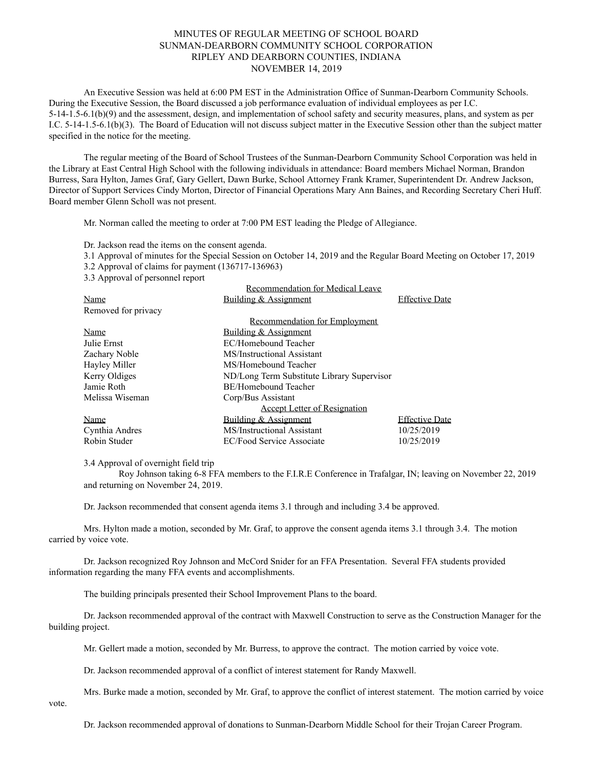MINUTES OF REGULAR MEETING OF SCHOOL BOARD
SUNMAN-DEARBORN COMMUNITY SCHOOL CORPORATION
RIPLEY AND DEARBORN COUNTIES, INDIANA
NOVEMBER 14, 2019

An Executive Session was held at 6:00 PM EST in the Administration Office of Sunman-Dearborn Community Schools. During the Executive Session, the Board discussed a job performance evaluation of individual employees as per I.C. 5-14-1.5-6.1(b)(9) and the assessment, design, and implementation of school safety and security measures, plans, and system as per I.C. 5-14-1.5-6.1(b)(3). The Board of Education will not discuss subject matter in the Executive Session other than the subject matter specified in the notice for the meeting.

The regular meeting of the Board of School Trustees of the Sunman-Dearborn Community School Corporation was held in the Library at East Central High School with the following individuals in attendance: Board members Michael Norman, Brandon Burress, Sara Hylton, James Graf, Gary Gellert, Dawn Burke, School Attorney Frank Kramer, Superintendent Dr. Andrew Jackson, Director of Support Services Cindy Morton, Director of Financial Operations Mary Ann Baines, and Recording Secretary Cheri Huff. Board member Glenn Scholl was not present.

Mr. Norman called the meeting to order at 7:00 PM EST leading the Pledge of Allegiance.

Dr. Jackson read the items on the consent agenda.

3.1 Approval of minutes for the Special Session on October 14, 2019 and the Regular Board Meeting on October 17, 2019
3.2 Approval of claims for payment (136717-136963)
3.3 Approval of personnel report

Recommendation for Medical Leave

| Name | Building & Assignment | Effective Date |
|---|---|---|
| Removed for privacy | | |

Recommendation for Employment

| Name | Building & Assignment |
|---|---|
| Julie Ernst | EC/Homebound Teacher |
| Zachary Noble | MS/Instructional Assistant |
| Hayley Miller | MS/Homebound Teacher |
| Kerry Oldiges | ND/Long Term Substitute Library Supervisor |
| Jamie Roth | BE/Homebound Teacher |
| Melissa Wiseman | Corp/Bus Assistant |

Accept Letter of Resignation

| Name | Building & Assignment | Effective Date |
|---|---|---|
| Cynthia Andres | MS/Instructional Assistant | 10/25/2019 |
| Robin Studer | EC/Food Service Associate | 10/25/2019 |

3.4 Approval of overnight field trip
Roy Johnson taking 6-8 FFA members to the F.I.R.E Conference in Trafalgar, IN; leaving on November 22, 2019 and returning on November 24, 2019.

Dr. Jackson recommended that consent agenda items 3.1 through and including 3.4 be approved.

Mrs. Hylton made a motion, seconded by Mr. Graf, to approve the consent agenda items 3.1 through 3.4. The motion carried by voice vote.

Dr. Jackson recognized Roy Johnson and McCord Snider for an FFA Presentation. Several FFA students provided information regarding the many FFA events and accomplishments.

The building principals presented their School Improvement Plans to the board.

Dr. Jackson recommended approval of the contract with Maxwell Construction to serve as the Construction Manager for the building project.

Mr. Gellert made a motion, seconded by Mr. Burress, to approve the contract. The motion carried by voice vote.

Dr. Jackson recommended approval of a conflict of interest statement for Randy Maxwell.

Mrs. Burke made a motion, seconded by Mr. Graf, to approve the conflict of interest statement. The motion carried by voice vote.

Dr. Jackson recommended approval of donations to Sunman-Dearborn Middle School for their Trojan Career Program.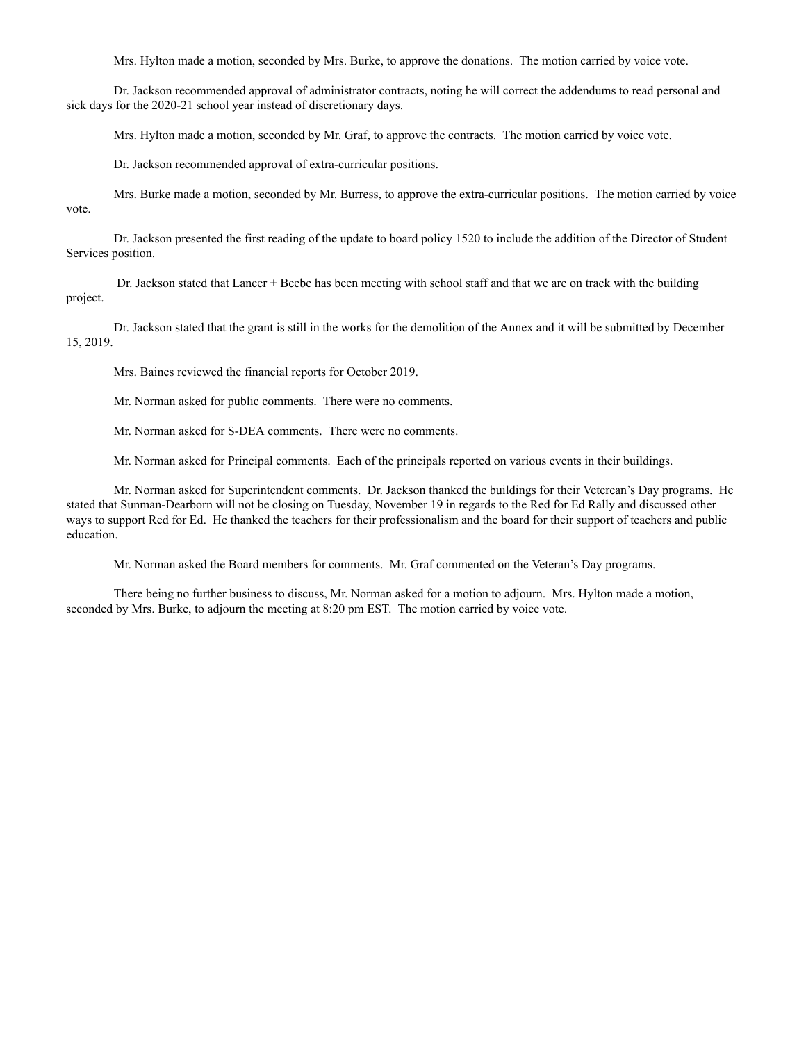Mrs. Hylton made a motion, seconded by Mrs. Burke, to approve the donations. The motion carried by voice vote.

Dr. Jackson recommended approval of administrator contracts, noting he will correct the addendums to read personal and sick days for the 2020-21 school year instead of discretionary days.

Mrs. Hylton made a motion, seconded by Mr. Graf, to approve the contracts. The motion carried by voice vote.

Dr. Jackson recommended approval of extra-curricular positions.

Mrs. Burke made a motion, seconded by Mr. Burress, to approve the extra-curricular positions. The motion carried by voice vote.

Dr. Jackson presented the first reading of the update to board policy 1520 to include the addition of the Director of Student Services position.

Dr. Jackson stated that Lancer + Beebe has been meeting with school staff and that we are on track with the building project.

Dr. Jackson stated that the grant is still in the works for the demolition of the Annex and it will be submitted by December 15, 2019.

Mrs. Baines reviewed the financial reports for October 2019.

Mr. Norman asked for public comments. There were no comments.

Mr. Norman asked for S-DEA comments. There were no comments.

Mr. Norman asked for Principal comments. Each of the principals reported on various events in their buildings.

Mr. Norman asked for Superintendent comments. Dr. Jackson thanked the buildings for their Veterean's Day programs. He stated that Sunman-Dearborn will not be closing on Tuesday, November 19 in regards to the Red for Ed Rally and discussed other ways to support Red for Ed. He thanked the teachers for their professionalism and the board for their support of teachers and public education.

Mr. Norman asked the Board members for comments. Mr. Graf commented on the Veteran's Day programs.

There being no further business to discuss, Mr. Norman asked for a motion to adjourn. Mrs. Hylton made a motion, seconded by Mrs. Burke, to adjourn the meeting at 8:20 pm EST. The motion carried by voice vote.